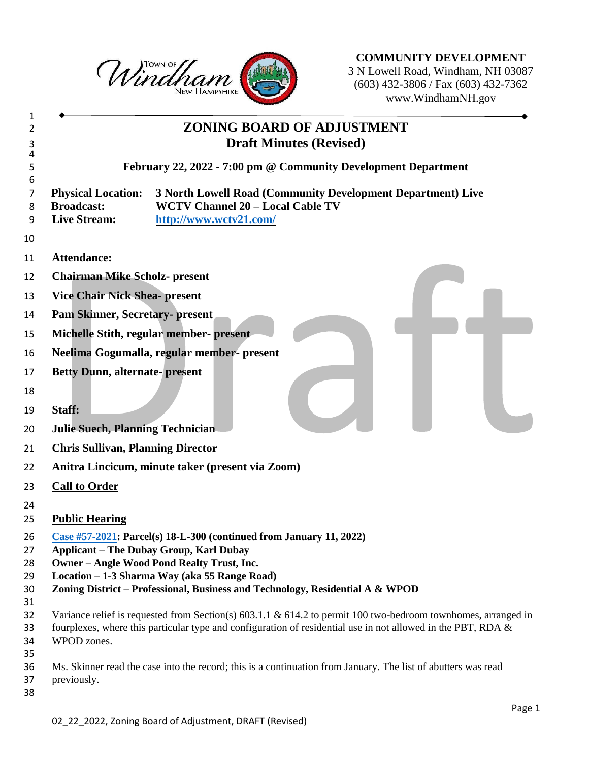**COMMUNITY DEVELOPMENT**
3 N Lowell Road, Windham, NH 03087
(603) 432-3806 / Fax (603) 432-7362
www.WindhamNH.gov

# ZONING BOARD OF ADJUSTMENT
## Draft Minutes (Revised)

**February 22, 2022 - 7:00 pm @ Community Development Department**

**Physical Location:** **3 North Lowell Road (Community Development Department) Live**
**Broadcast:** **WCTV Channel 20 – Local Cable TV**
**Live Stream:** **http://www.wctv21.com/**

**Attendance:**

**Chairman Mike Scholz- present**

**Vice Chair Nick Shea- present**

**Pam Skinner, Secretary- present**

**Michelle Stith, regular member- present**

**Neelima Gogumalla, regular member- present**

**Betty Dunn, alternate- present**

**Staff:**

**Julie Suech, Planning Technician**

**Chris Sullivan, Planning Director**

**Anitra Lincicum, minute taker (present via Zoom)**

## Call to Order

## Public Hearing

**Case #57-2021: Parcel(s) 18-L-300 (continued from January 11, 2022)**
**Applicant – The Dubay Group, Karl Dubay**
**Owner – Angle Wood Pond Realty Trust, Inc.**
**Location – 1-3 Sharma Way (aka 55 Range Road)**
**Zoning District – Professional, Business and Technology, Residential A & WPOD**

Variance relief is requested from Section(s) 603.1.1 & 614.2 to permit 100 two-bedroom townhomes, arranged in fourplexes, where this particular type and configuration of residential use in not allowed in the PBT, RDA & WPOD zones.

Ms. Skinner read the case into the record; this is a continuation from January. The list of abutters was read previously.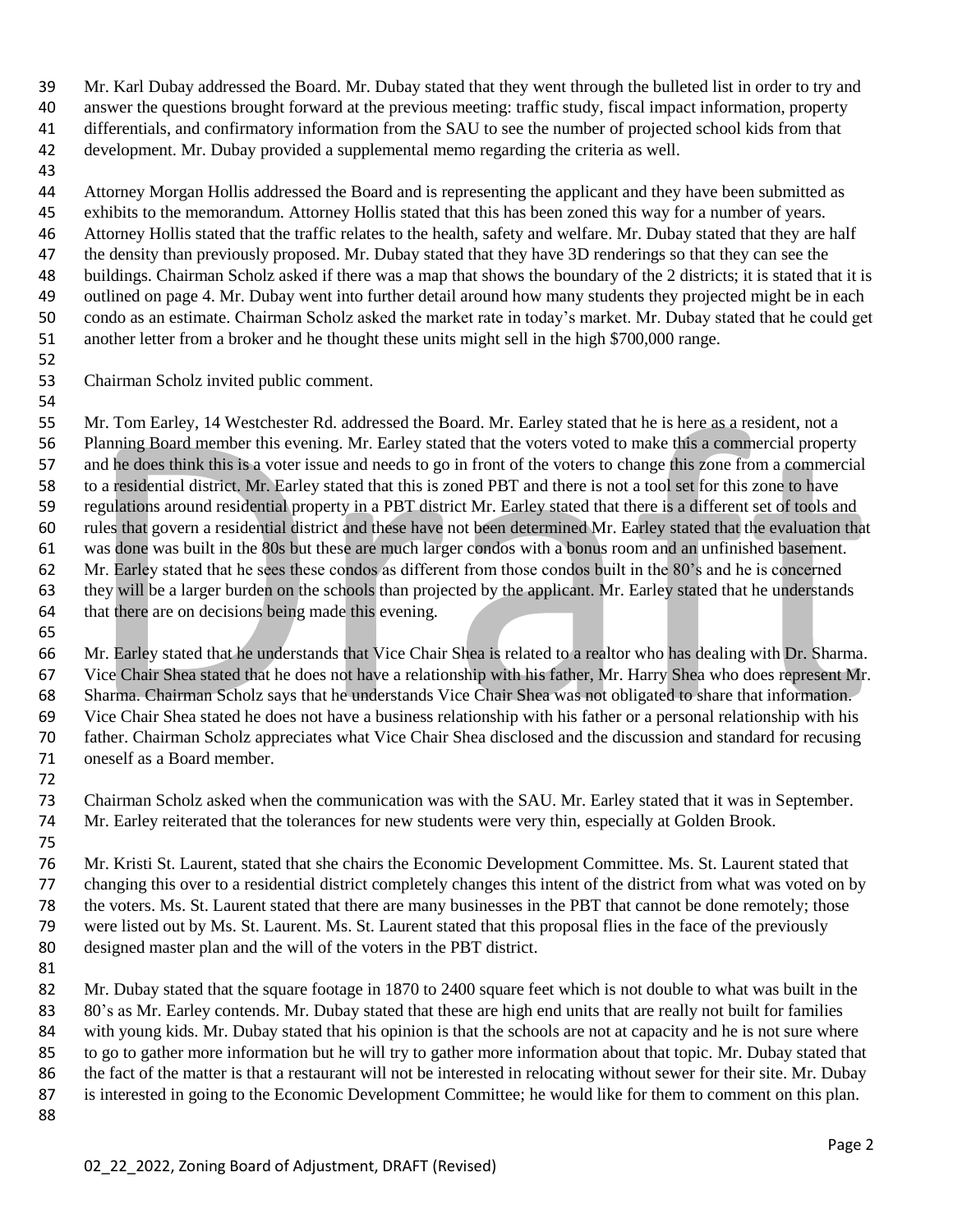Mr. Karl Dubay addressed the Board. Mr. Dubay stated that they went through the bulleted list in order to try and answer the questions brought forward at the previous meeting: traffic study, fiscal impact information, property differentials, and confirmatory information from the SAU to see the number of projected school kids from that development. Mr. Dubay provided a supplemental memo regarding the criteria as well.

Attorney Morgan Hollis addressed the Board and is representing the applicant and they have been submitted as exhibits to the memorandum. Attorney Hollis stated that this has been zoned this way for a number of years. Attorney Hollis stated that the traffic relates to the health, safety and welfare. Mr. Dubay stated that they are half the density than previously proposed. Mr. Dubay stated that they have 3D renderings so that they can see the buildings. Chairman Scholz asked if there was a map that shows the boundary of the 2 districts; it is stated that it is outlined on page 4. Mr. Dubay went into further detail around how many students they projected might be in each condo as an estimate. Chairman Scholz asked the market rate in today's market. Mr. Dubay stated that he could get another letter from a broker and he thought these units might sell in the high $700,000 range.

Chairman Scholz invited public comment.

Mr. Tom Earley, 14 Westchester Rd. addressed the Board. Mr. Earley stated that he is here as a resident, not a Planning Board member this evening. Mr. Earley stated that the voters voted to make this a commercial property and he does think this is a voter issue and needs to go in front of the voters to change this zone from a commercial to a residential district. Mr. Earley stated that this is zoned PBT and there is not a tool set for this zone to have regulations around residential property in a PBT district Mr. Earley stated that there is a different set of tools and rules that govern a residential district and these have not been determined Mr. Earley stated that the evaluation that was done was built in the 80s but these are much larger condos with a bonus room and an unfinished basement. Mr. Earley stated that he sees these condos as different from those condos built in the 80's and he is concerned they will be a larger burden on the schools than projected by the applicant. Mr. Earley stated that he understands that there are on decisions being made this evening.

Mr. Earley stated that he understands that Vice Chair Shea is related to a realtor who has dealing with Dr. Sharma. Vice Chair Shea stated that he does not have a relationship with his father, Mr. Harry Shea who does represent Mr. Sharma. Chairman Scholz says that he understands Vice Chair Shea was not obligated to share that information. Vice Chair Shea stated he does not have a business relationship with his father or a personal relationship with his father. Chairman Scholz appreciates what Vice Chair Shea disclosed and the discussion and standard for recusing oneself as a Board member.

Chairman Scholz asked when the communication was with the SAU. Mr. Earley stated that it was in September. Mr. Earley reiterated that the tolerances for new students were very thin, especially at Golden Brook.

Mr. Kristi St. Laurent, stated that she chairs the Economic Development Committee. Ms. St. Laurent stated that changing this over to a residential district completely changes this intent of the district from what was voted on by the voters. Ms. St. Laurent stated that there are many businesses in the PBT that cannot be done remotely; those were listed out by Ms. St. Laurent. Ms. St. Laurent stated that this proposal flies in the face of the previously designed master plan and the will of the voters in the PBT district.

Mr. Dubay stated that the square footage in 1870 to 2400 square feet which is not double to what was built in the 80's as Mr. Earley contends. Mr. Dubay stated that these are high end units that are really not built for families with young kids. Mr. Dubay stated that his opinion is that the schools are not at capacity and he is not sure where to go to gather more information but he will try to gather more information about that topic. Mr. Dubay stated that the fact of the matter is that a restaurant will not be interested in relocating without sewer for their site. Mr. Dubay is interested in going to the Economic Development Committee; he would like for them to comment on this plan.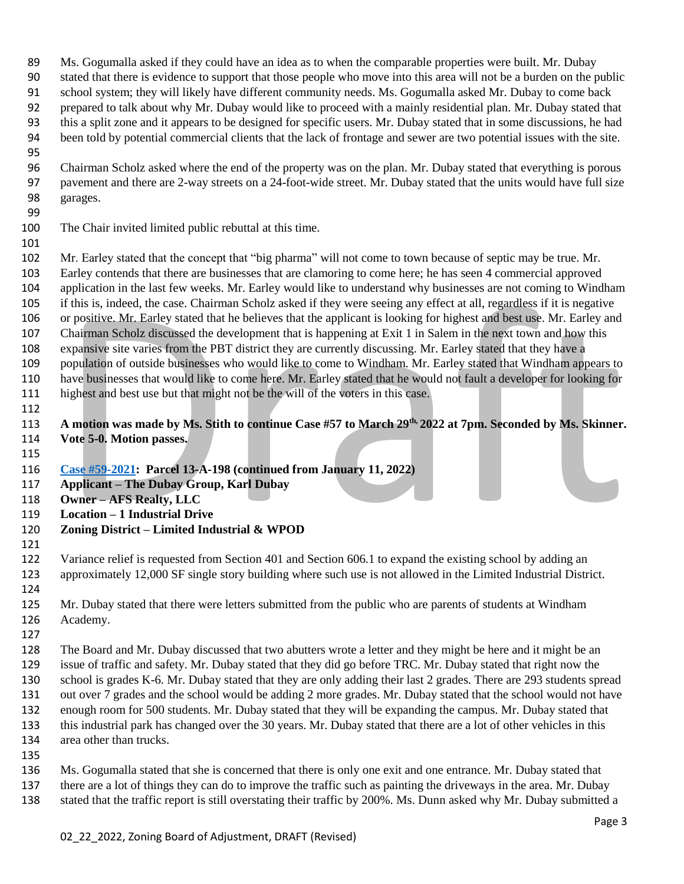Ms. Gogumalla asked if they could have an idea as to when the comparable properties were built. Mr. Dubay stated that there is evidence to support that those people who move into this area will not be a burden on the public school system; they will likely have different community needs. Ms. Gogumalla asked Mr. Dubay to come back prepared to talk about why Mr. Dubay would like to proceed with a mainly residential plan. Mr. Dubay stated that this a split zone and it appears to be designed for specific users. Mr. Dubay stated that in some discussions, he had been told by potential commercial clients that the lack of frontage and sewer are two potential issues with the site.

Chairman Scholz asked where the end of the property was on the plan. Mr. Dubay stated that everything is porous pavement and there are 2-way streets on a 24-foot-wide street. Mr. Dubay stated that the units would have full size garages.

The Chair invited limited public rebuttal at this time.

Mr. Earley stated that the concept that "big pharma" will not come to town because of septic may be true. Mr. Earley contends that there are businesses that are clamoring to come here; he has seen 4 commercial approved application in the last few weeks. Mr. Earley would like to understand why businesses are not coming to Windham if this is, indeed, the case. Chairman Scholz asked if they were seeing any effect at all, regardless if it is negative or positive. Mr. Earley stated that he believes that the applicant is looking for highest and best use. Mr. Earley and Chairman Scholz discussed the development that is happening at Exit 1 in Salem in the next town and how this expansive site varies from the PBT district they are currently discussing. Mr. Earley stated that they have a population of outside businesses who would like to come to Windham. Mr. Earley stated that Windham appears to have businesses that would like to come here. Mr. Earley stated that he would not fault a developer for looking for highest and best use but that might not be the will of the voters in this case.

**A motion was made by Ms. Stith to continue Case #57 to March 29th, 2022 at 7pm. Seconded by Ms. Skinner. Vote 5-0. Motion passes.**

**Case #59-2021: Parcel 13-A-198 (continued from January 11, 2022)**
**Applicant – The Dubay Group, Karl Dubay**
**Owner – AFS Realty, LLC**
**Location – 1 Industrial Drive**
**Zoning District – Limited Industrial & WPOD**

Variance relief is requested from Section 401 and Section 606.1 to expand the existing school by adding an approximately 12,000 SF single story building where such use is not allowed in the Limited Industrial District.

Mr. Dubay stated that there were letters submitted from the public who are parents of students at Windham Academy.

The Board and Mr. Dubay discussed that two abutters wrote a letter and they might be here and it might be an issue of traffic and safety. Mr. Dubay stated that they did go before TRC. Mr. Dubay stated that right now the school is grades K-6. Mr. Dubay stated that they are only adding their last 2 grades. There are 293 students spread out over 7 grades and the school would be adding 2 more grades. Mr. Dubay stated that the school would not have enough room for 500 students. Mr. Dubay stated that they will be expanding the campus. Mr. Dubay stated that this industrial park has changed over the 30 years. Mr. Dubay stated that there are a lot of other vehicles in this area other than trucks.

Ms. Gogumalla stated that she is concerned that there is only one exit and one entrance. Mr. Dubay stated that there are a lot of things they can do to improve the traffic such as painting the driveways in the area. Mr. Dubay stated that the traffic report is still overstating their traffic by 200%. Ms. Dunn asked why Mr. Dubay submitted a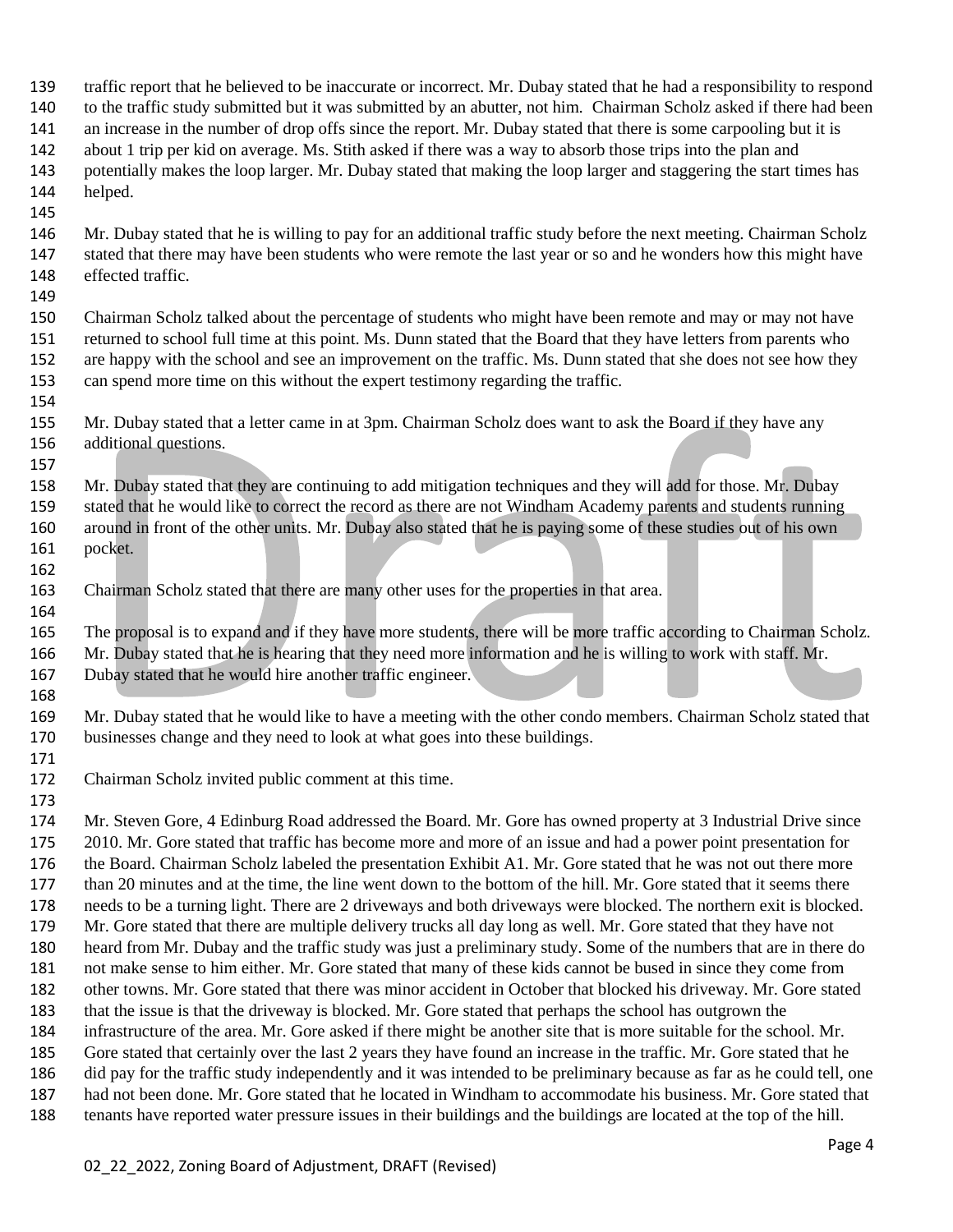traffic report that he believed to be inaccurate or incorrect. Mr. Dubay stated that he had a responsibility to respond to the traffic study submitted but it was submitted by an abutter, not him. Chairman Scholz asked if there had been an increase in the number of drop offs since the report. Mr. Dubay stated that there is some carpooling but it is about 1 trip per kid on average. Ms. Stith asked if there was a way to absorb those trips into the plan and potentially makes the loop larger. Mr. Dubay stated that making the loop larger and staggering the start times has helped.

Mr. Dubay stated that he is willing to pay for an additional traffic study before the next meeting. Chairman Scholz stated that there may have been students who were remote the last year or so and he wonders how this might have effected traffic.

Chairman Scholz talked about the percentage of students who might have been remote and may or may not have returned to school full time at this point. Ms. Dunn stated that the Board that they have letters from parents who are happy with the school and see an improvement on the traffic. Ms. Dunn stated that she does not see how they can spend more time on this without the expert testimony regarding the traffic.

Mr. Dubay stated that a letter came in at 3pm. Chairman Scholz does want to ask the Board if they have any additional questions.

Mr. Dubay stated that they are continuing to add mitigation techniques and they will add for those. Mr. Dubay stated that he would like to correct the record as there are not Windham Academy parents and students running around in front of the other units. Mr. Dubay also stated that he is paying some of these studies out of his own pocket.

Chairman Scholz stated that there are many other uses for the properties in that area.

The proposal is to expand and if they have more students, there will be more traffic according to Chairman Scholz. Mr. Dubay stated that he is hearing that they need more information and he is willing to work with staff. Mr. Dubay stated that he would hire another traffic engineer.

Mr. Dubay stated that he would like to have a meeting with the other condo members. Chairman Scholz stated that businesses change and they need to look at what goes into these buildings.

Chairman Scholz invited public comment at this time.

Mr. Steven Gore, 4 Edinburg Road addressed the Board. Mr. Gore has owned property at 3 Industrial Drive since 2010. Mr. Gore stated that traffic has become more and more of an issue and had a power point presentation for the Board. Chairman Scholz labeled the presentation Exhibit A1. Mr. Gore stated that he was not out there more than 20 minutes and at the time, the line went down to the bottom of the hill. Mr. Gore stated that it seems there needs to be a turning light. There are 2 driveways and both driveways were blocked. The northern exit is blocked. Mr. Gore stated that there are multiple delivery trucks all day long as well. Mr. Gore stated that they have not heard from Mr. Dubay and the traffic study was just a preliminary study. Some of the numbers that are in there do not make sense to him either. Mr. Gore stated that many of these kids cannot be bused in since they come from other towns. Mr. Gore stated that there was minor accident in October that blocked his driveway. Mr. Gore stated that the issue is that the driveway is blocked. Mr. Gore stated that perhaps the school has outgrown the infrastructure of the area. Mr. Gore asked if there might be another site that is more suitable for the school. Mr. Gore stated that certainly over the last 2 years they have found an increase in the traffic. Mr. Gore stated that he did pay for the traffic study independently and it was intended to be preliminary because as far as he could tell, one had not been done. Mr. Gore stated that he located in Windham to accommodate his business. Mr. Gore stated that tenants have reported water pressure issues in their buildings and the buildings are located at the top of the hill.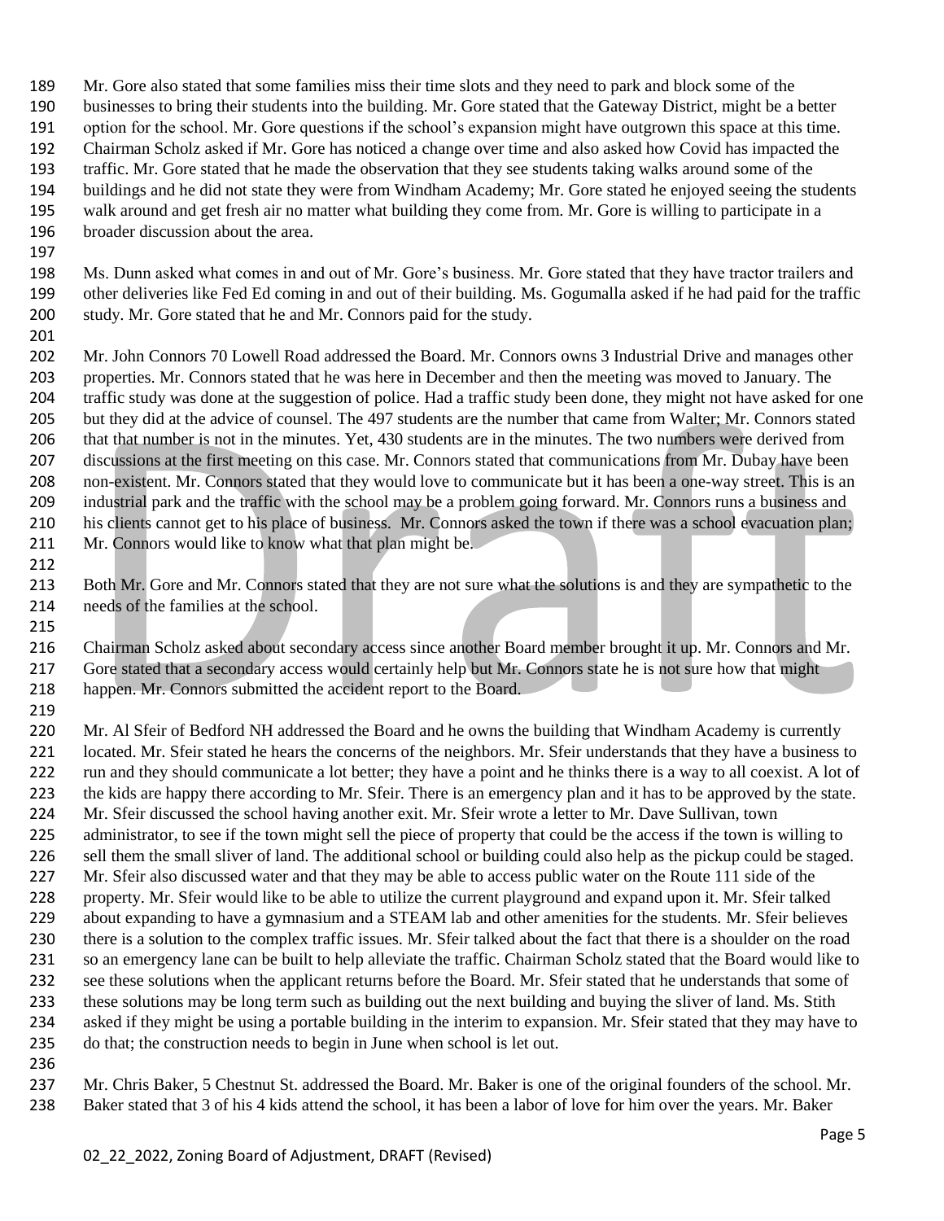Mr. Gore also stated that some families miss their time slots and they need to park and block some of the businesses to bring their students into the building. Mr. Gore stated that the Gateway District, might be a better option for the school. Mr. Gore questions if the school's expansion might have outgrown this space at this time. Chairman Scholz asked if Mr. Gore has noticed a change over time and also asked how Covid has impacted the traffic. Mr. Gore stated that he made the observation that they see students taking walks around some of the buildings and he did not state they were from Windham Academy; Mr. Gore stated he enjoyed seeing the students walk around and get fresh air no matter what building they come from. Mr. Gore is willing to participate in a broader discussion about the area.

Ms. Dunn asked what comes in and out of Mr. Gore's business. Mr. Gore stated that they have tractor trailers and other deliveries like Fed Ed coming in and out of their building. Ms. Gogumalla asked if he had paid for the traffic study. Mr. Gore stated that he and Mr. Connors paid for the study.

Mr. John Connors 70 Lowell Road addressed the Board. Mr. Connors owns 3 Industrial Drive and manages other properties. Mr. Connors stated that he was here in December and then the meeting was moved to January. The traffic study was done at the suggestion of police. Had a traffic study been done, they might not have asked for one but they did at the advice of counsel. The 497 students are the number that came from Walter; Mr. Connors stated that that number is not in the minutes. Yet, 430 students are in the minutes. The two numbers were derived from discussions at the first meeting on this case. Mr. Connors stated that communications from Mr. Dubay have been non-existent. Mr. Connors stated that they would love to communicate but it has been a one-way street. This is an industrial park and the traffic with the school may be a problem going forward. Mr. Connors runs a business and his clients cannot get to his place of business. Mr. Connors asked the town if there was a school evacuation plan; Mr. Connors would like to know what that plan might be.

Both Mr. Gore and Mr. Connors stated that they are not sure what the solutions is and they are sympathetic to the needs of the families at the school.

Chairman Scholz asked about secondary access since another Board member brought it up. Mr. Connors and Mr. Gore stated that a secondary access would certainly help but Mr. Connors state he is not sure how that might happen. Mr. Connors submitted the accident report to the Board.

Mr. Al Sfeir of Bedford NH addressed the Board and he owns the building that Windham Academy is currently located. Mr. Sfeir stated he hears the concerns of the neighbors. Mr. Sfeir understands that they have a business to run and they should communicate a lot better; they have a point and he thinks there is a way to all coexist. A lot of the kids are happy there according to Mr. Sfeir. There is an emergency plan and it has to be approved by the state. Mr. Sfeir discussed the school having another exit. Mr. Sfeir wrote a letter to Mr. Dave Sullivan, town administrator, to see if the town might sell the piece of property that could be the access if the town is willing to sell them the small sliver of land. The additional school or building could also help as the pickup could be staged. Mr. Sfeir also discussed water and that they may be able to access public water on the Route 111 side of the property. Mr. Sfeir would like to be able to utilize the current playground and expand upon it. Mr. Sfeir talked about expanding to have a gymnasium and a STEAM lab and other amenities for the students. Mr. Sfeir believes there is a solution to the complex traffic issues. Mr. Sfeir talked about the fact that there is a shoulder on the road so an emergency lane can be built to help alleviate the traffic. Chairman Scholz stated that the Board would like to see these solutions when the applicant returns before the Board. Mr. Sfeir stated that he understands that some of these solutions may be long term such as building out the next building and buying the sliver of land. Ms. Stith asked if they might be using a portable building in the interim to expansion. Mr. Sfeir stated that they may have to do that; the construction needs to begin in June when school is let out.

Mr. Chris Baker, 5 Chestnut St. addressed the Board. Mr. Baker is one of the original founders of the school. Mr. Baker stated that 3 of his 4 kids attend the school, it has been a labor of love for him over the years. Mr. Baker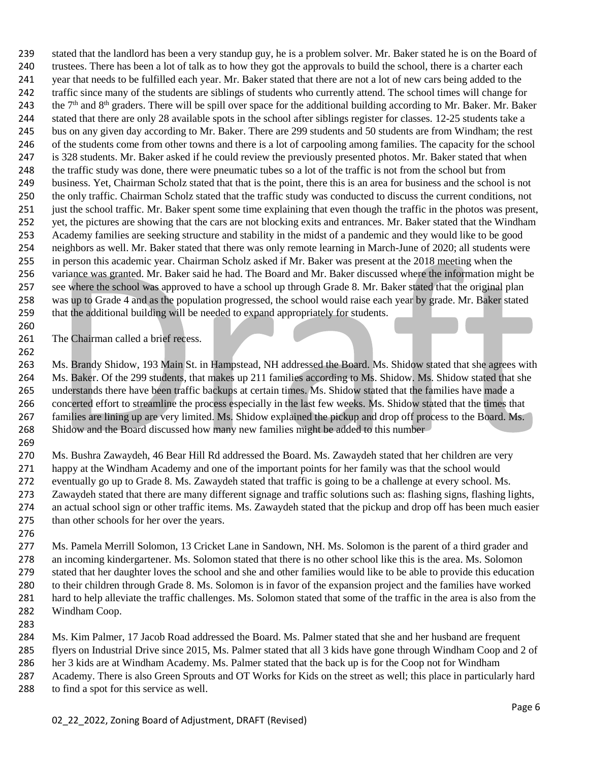stated that the landlord has been a very standup guy, he is a problem solver. Mr. Baker stated he is on the Board of trustees. There has been a lot of talk as to how they got the approvals to build the school, there is a charter each year that needs to be fulfilled each year. Mr. Baker stated that there are not a lot of new cars being added to the traffic since many of the students are siblings of students who currently attend. The school times will change for the 7th and 8th graders. There will be spill over space for the additional building according to Mr. Baker. Mr. Baker stated that there are only 28 available spots in the school after siblings register for classes. 12-25 students take a bus on any given day according to Mr. Baker. There are 299 students and 50 students are from Windham; the rest of the students come from other towns and there is a lot of carpooling among families. The capacity for the school is 328 students. Mr. Baker asked if he could review the previously presented photos. Mr. Baker stated that when the traffic study was done, there were pneumatic tubes so a lot of the traffic is not from the school but from business. Yet, Chairman Scholz stated that that is the point, there this is an area for business and the school is not the only traffic. Chairman Scholz stated that the traffic study was conducted to discuss the current conditions, not just the school traffic. Mr. Baker spent some time explaining that even though the traffic in the photos was present, yet, the pictures are showing that the cars are not blocking exits and entrances. Mr. Baker stated that the Windham Academy families are seeking structure and stability in the midst of a pandemic and they would like to be good neighbors as well. Mr. Baker stated that there was only remote learning in March-June of 2020; all students were in person this academic year. Chairman Scholz asked if Mr. Baker was present at the 2018 meeting when the variance was granted. Mr. Baker said he had. The Board and Mr. Baker discussed where the information might be see where the school was approved to have a school up through Grade 8. Mr. Baker stated that the original plan was up to Grade 4 and as the population progressed, the school would raise each year by grade. Mr. Baker stated that the additional building will be needed to expand appropriately for students.

The Chairman called a brief recess.

Ms. Brandy Shidow, 193 Main St. in Hampstead, NH addressed the Board. Ms. Shidow stated that she agrees with Ms. Baker. Of the 299 students, that makes up 211 families according to Ms. Shidow. Ms. Shidow stated that she understands there have been traffic backups at certain times. Ms. Shidow stated that the families have made a concerted effort to streamline the process especially in the last few weeks. Ms. Shidow stated that the times that families are lining up are very limited. Ms. Shidow explained the pickup and drop off process to the Board. Ms. Shidow and the Board discussed how many new families might be added to this number

Ms. Bushra Zawaydeh, 46 Bear Hill Rd addressed the Board. Ms. Zawaydeh stated that her children are very happy at the Windham Academy and one of the important points for her family was that the school would eventually go up to Grade 8. Ms. Zawaydeh stated that traffic is going to be a challenge at every school. Ms. Zawaydeh stated that there are many different signage and traffic solutions such as: flashing signs, flashing lights, an actual school sign or other traffic items. Ms. Zawaydeh stated that the pickup and drop off has been much easier than other schools for her over the years.

Ms. Pamela Merrill Solomon, 13 Cricket Lane in Sandown, NH. Ms. Solomon is the parent of a third grader and an incoming kindergartener. Ms. Solomon stated that there is no other school like this is the area. Ms. Solomon stated that her daughter loves the school and she and other families would like to be able to provide this education to their children through Grade 8. Ms. Solomon is in favor of the expansion project and the families have worked hard to help alleviate the traffic challenges. Ms. Solomon stated that some of the traffic in the area is also from the Windham Coop.

Ms. Kim Palmer, 17 Jacob Road addressed the Board. Ms. Palmer stated that she and her husband are frequent flyers on Industrial Drive since 2015, Ms. Palmer stated that all 3 kids have gone through Windham Coop and 2 of her 3 kids are at Windham Academy. Ms. Palmer stated that the back up is for the Coop not for Windham Academy. There is also Green Sprouts and OT Works for Kids on the street as well; this place in particularly hard to find a spot for this service as well.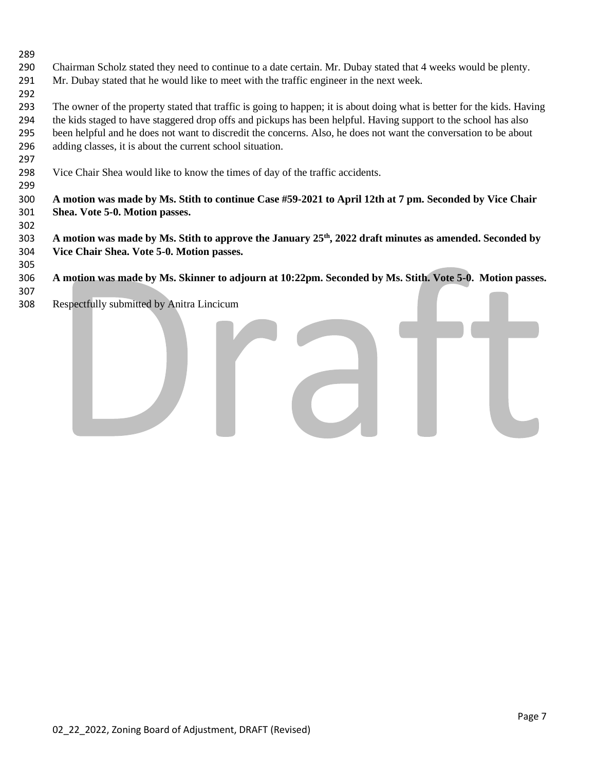Chairman Scholz stated they need to continue to a date certain. Mr. Dubay stated that 4 weeks would be plenty. Mr. Dubay stated that he would like to meet with the traffic engineer in the next week.

The owner of the property stated that traffic is going to happen; it is about doing what is better for the kids. Having the kids staged to have staggered drop offs and pickups has been helpful. Having support to the school has also been helpful and he does not want to discredit the concerns. Also, he does not want the conversation to be about adding classes, it is about the current school situation.

Vice Chair Shea would like to know the times of day of the traffic accidents.

**A motion was made by Ms. Stith to continue Case #59-2021 to April 12th at 7 pm. Seconded by Vice Chair Shea. Vote 5-0. Motion passes.**

**A motion was made by Ms. Stith to approve the January 25th, 2022 draft minutes as amended. Seconded by Vice Chair Shea. Vote 5-0. Motion passes.**

**A motion was made by Ms. Skinner to adjourn at 10:22pm. Seconded by Ms. Stith. Vote 5-0. Motion passes.**

Respectfully submitted by Anitra Lincicum